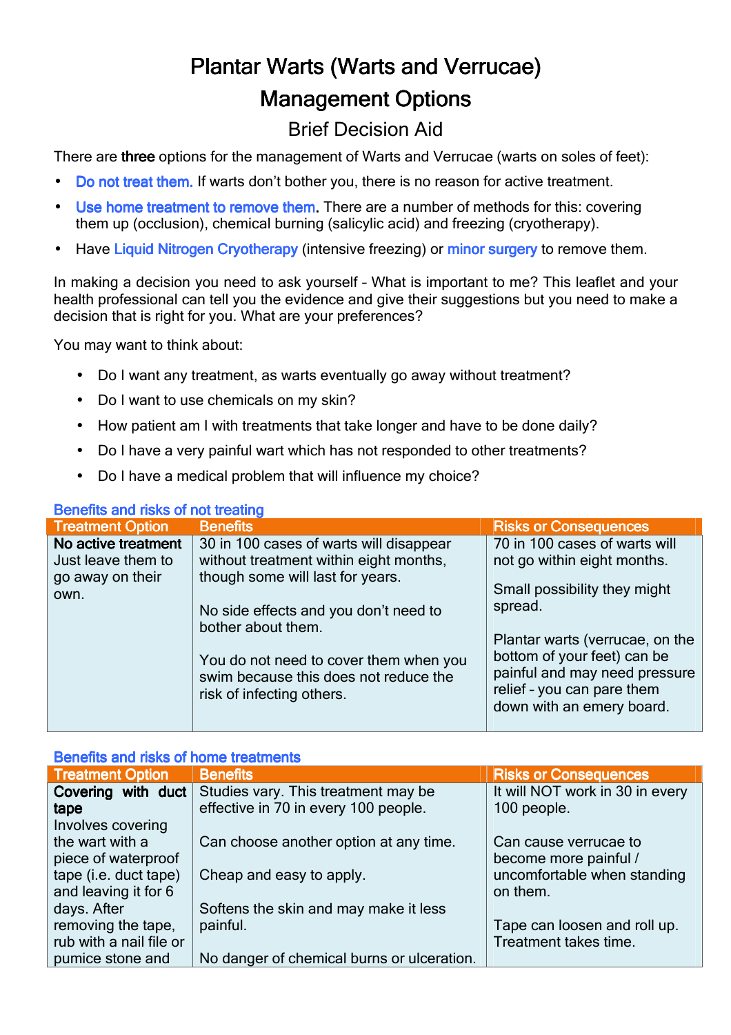# Plantar Warts (Warts and Verrucae)

# Management Options

## Brief Decision Aid

There are **three** options for the management of Warts and Verrucae (warts on soles of feet):

- Do not treat them. If warts don't bother you, there is no reason for active treatment.
- Use home treatment to remove them. There are a number of methods for this: covering them up (occlusion), chemical burning (salicylic acid) and freezing (cryotherapy).
- Have Liquid Nitrogen Cryotherapy (intensive freezing) or minor surgery to remove them.

In making a decision you need to ask yourself – What is important to me? This leaflet and your health professional can tell you the evidence and give their suggestions but you need to make a decision that is right for you. What are your preferences?

You may want to think about:

- Do I want any treatment, as warts eventually go away without treatment?
- Do I want to use chemicals on my skin?
- How patient am I with treatments that take longer and have to be done daily?
- Do I have a very painful wart which has not responded to other treatments?
- Do I have a medical problem that will influence my choice?

### Benefits and risks of not treating

| Treatment Option | Benefits | Risks or Consequences |
|---|---|---|
| **No active treatment** Just leave them to go away on their own. | 30 in 100 cases of warts will disappear without treatment within eight months, though some will last for years.<br><br>No side effects and you don't need to bother about them.<br><br>You do not need to cover them when you swim because this does not reduce the risk of infecting others. | 70 in 100 cases of warts will not go within eight months.<br><br>Small possibility they might spread.<br><br>Plantar warts (verrucae, on the bottom of your feet) can be painful and may need pressure relief – you can pare them down with an emery board. |

### Benefits and risks of home treatments

| Treatment Option | Benefits | Risks or Consequences |
|---|---|---|
| **Covering with duct tape** Involves covering the wart with a piece of waterproof tape (i.e. duct tape) and leaving it for 6 days. After removing the tape, rub with a nail file or pumice stone and | Studies vary. This treatment may be effective in 70 in every 100 people.<br><br>Can choose another option at any time.<br><br>Cheap and easy to apply.<br><br>Softens the skin and may make it less painful.<br><br>No danger of chemical burns or ulceration. | It will NOT work in 30 in every 100 people.<br><br>Can cause verrucae to become more painful / uncomfortable when standing on them.<br><br>Tape can loosen and roll up. Treatment takes time. |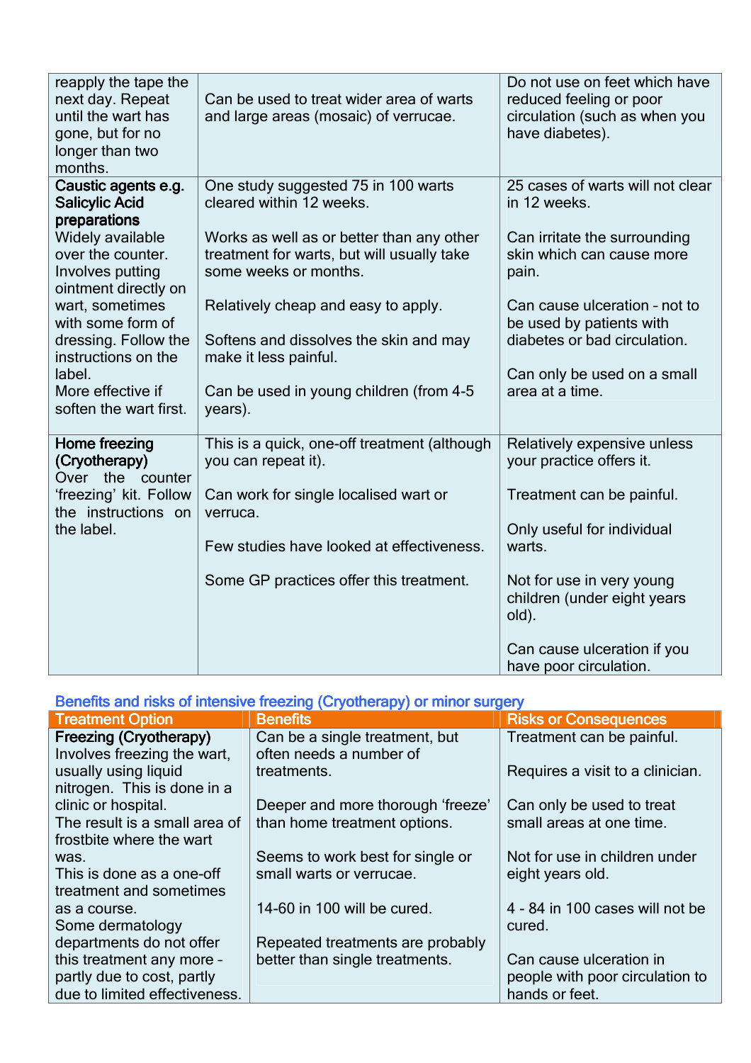| | | |
|---|---|---|
| reapply the tape the next day. Repeat until the wart has gone, but for no longer than two months. | Can be used to treat wider area of warts and large areas (mosaic) of verrucae. | Do not use on feet which have reduced feeling or poor circulation (such as when you have diabetes). |
| **Caustic agents e.g. Salicylic Acid preparations**<br>Widely available over the counter. Involves putting ointment directly on wart, sometimes with some form of dressing. Follow the instructions on the label.<br>More effective if soften the wart first. | One study suggested 75 in 100 warts cleared within 12 weeks.<br><br>Works as well as or better than any other treatment for warts, but will usually take some weeks or months.<br><br>Relatively cheap and easy to apply.<br><br>Softens and dissolves the skin and may make it less painful.<br><br>Can be used in young children (from 4-5 years). | 25 cases of warts will not clear in 12 weeks.<br><br>Can irritate the surrounding skin which can cause more pain.<br><br>Can cause ulceration – not to be used by patients with diabetes or bad circulation.<br><br>Can only be used on a small area at a time. |
| **Home freezing (Cryotherapy)**<br>Over the counter 'freezing' kit. Follow the instructions on the label. | This is a quick, one-off treatment (although you can repeat it).<br><br>Can work for single localised wart or verruca.<br><br>Few studies have looked at effectiveness.<br><br>Some GP practices offer this treatment. | Relatively expensive unless your practice offers it.<br><br>Treatment can be painful.<br><br>Only useful for individual warts.<br><br>Not for use in very young children (under eight years old).<br><br>Can cause ulceration if you have poor circulation. |

## Benefits and risks of intensive freezing (Cryotherapy) or minor surgery

| Treatment Option | Benefits | Risks or Consequences |
|---|---|---|
| **Freezing (Cryotherapy)**<br>Involves freezing the wart, usually using liquid nitrogen. This is done in a clinic or hospital.<br>The result is a small area of frostbite where the wart was.<br>This is done as a one-off treatment and sometimes as a course.<br>Some dermatology departments do not offer this treatment any more – partly due to cost, partly due to limited effectiveness. | Can be a single treatment, but often needs a number of treatments.<br><br>Deeper and more thorough 'freeze' than home treatment options.<br><br>Seems to work best for single or small warts or verrucae.<br><br>14-60 in 100 will be cured.<br><br>Repeated treatments are probably better than single treatments. | Treatment can be painful.<br><br>Requires a visit to a clinician.<br><br>Can only be used to treat small areas at one time.<br><br>Not for use in children under eight years old.<br><br>4 - 84 in 100 cases will not be cured.<br><br>Can cause ulceration in people with poor circulation to hands or feet. |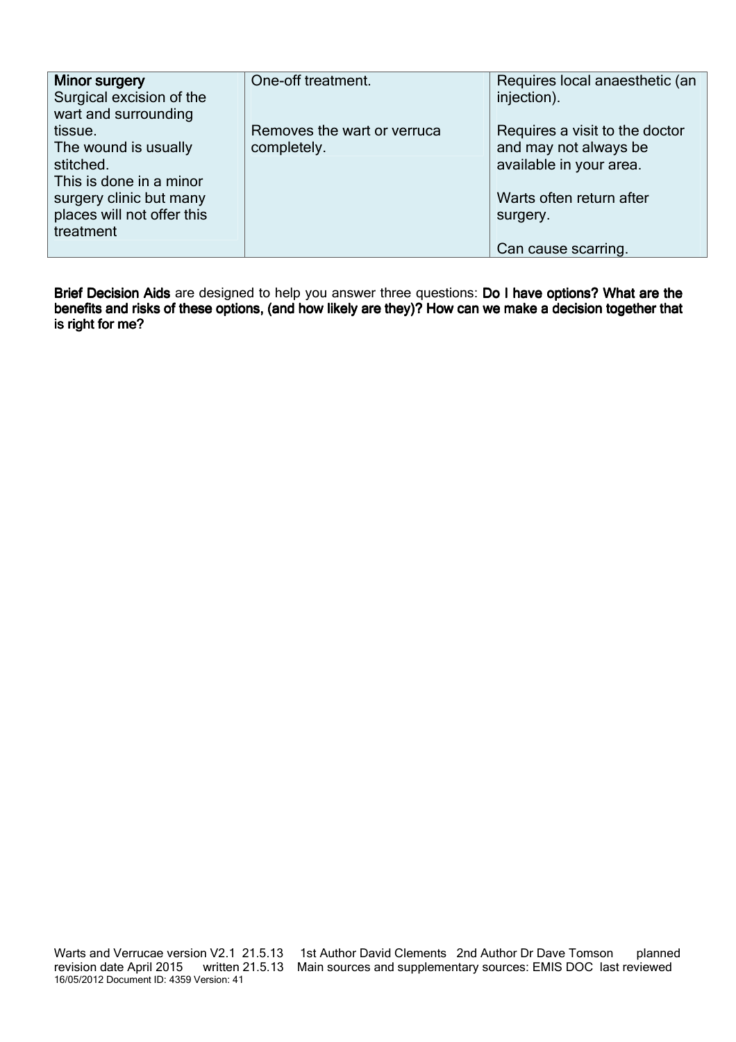| | | |
|---|---|---|
| **Minor surgery** Surgical excision of the wart and surrounding tissue. The wound is usually stitched. This is done in a minor surgery clinic but many places will not offer this treatment | One-off treatment. Removes the wart or verruca completely. | Requires local anaesthetic (an injection). Requires a visit to the doctor and may not always be available in your area. Warts often return after surgery. Can cause scarring. |

**Brief Decision Aids** are designed to help you answer three questions: **Do I have options? What are the benefits and risks of these options, (and how likely are they)? How can we make a decision together that is right for me?**

Warts and Verrucae version V2.1 21.5.13 1st Author David Clements 2nd Author Dr Dave Tomson planned revision date April 2015 written 21.5.13 Main sources and supplementary sources: EMIS DOC last reviewed 16/05/2012 Document ID: 4359 Version: 41